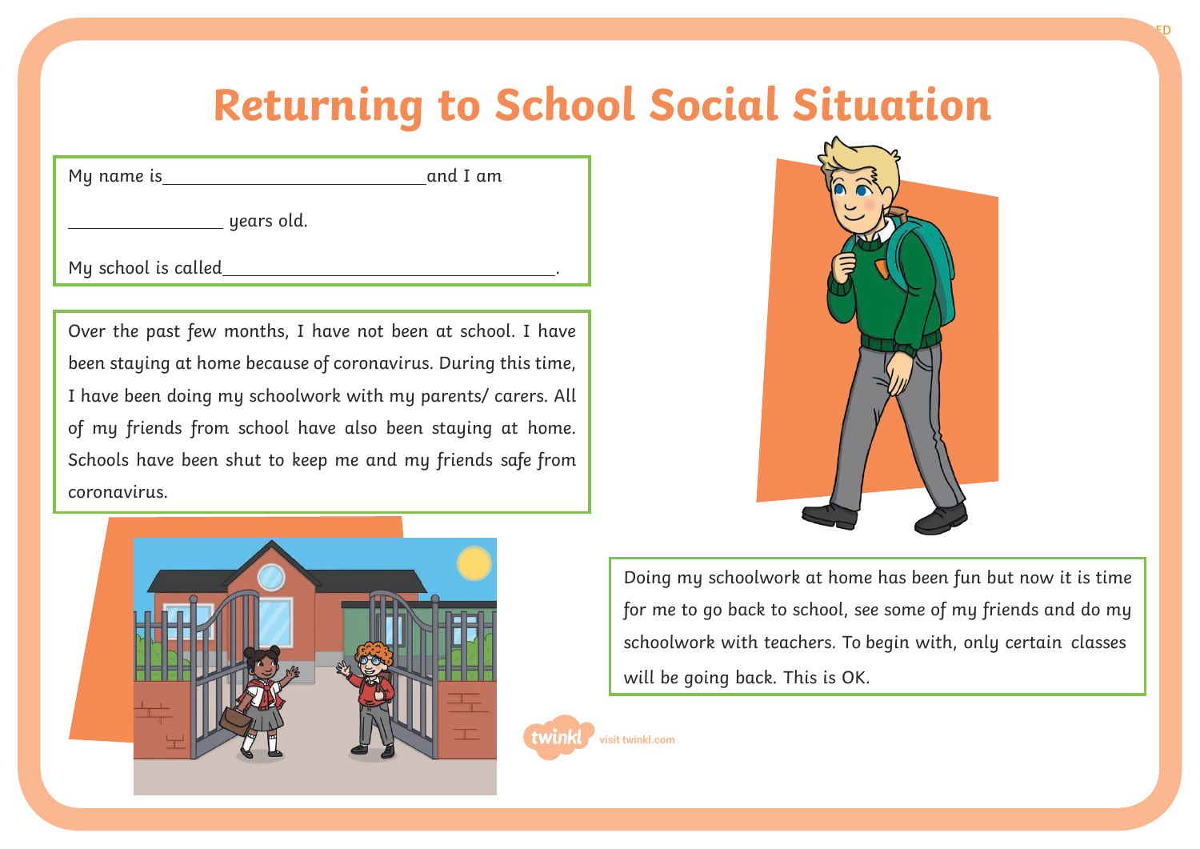# Returning to School Social Situation

My name is\_\_\_\_\_\_\_\_\_\_\_\_\_\_\_\_\_\_\_\_\_\_\_\_\_\_\_\_and I am

\_\_\_\_\_\_\_\_\_\_\_\_\_\_\_\_ years old.

My school is called\_\_\_\_\_\_\_\_\_\_\_\_\_\_\_\_\_\_\_\_\_\_\_\_\_\_\_\_\_\_\_\_\_\_\_\_.

Over the past few months, I have not been at school. I have been staying at home because of coronavirus. During this time, I have been doing my schoolwork with my parents/ carers. All of my friends from school have also been staying at home. Schools have been shut to keep me and my friends safe from coronavirus.

Doing my schoolwork at home has been fun but now it is time for me to go back to school, see some of my friends and do my schoolwork with teachers. To begin with, only certain classes will be going back. This is OK.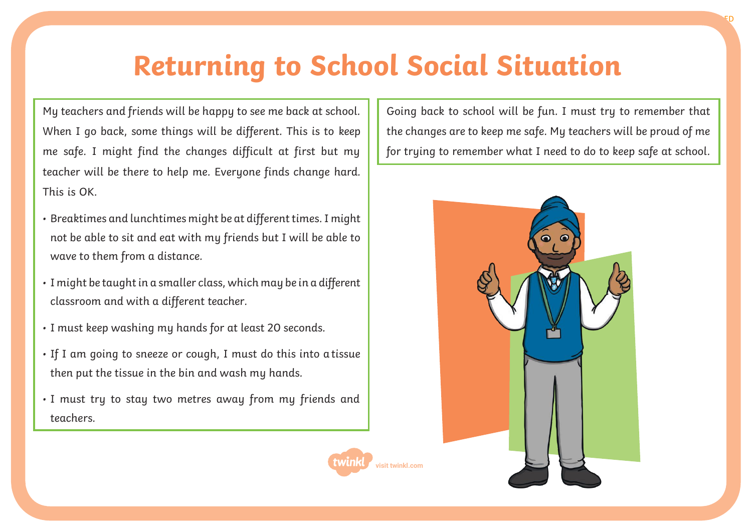# Returning to School Social Situation

My teachers and friends will be happy to see me back at school. When I go back, some things will be different. This is to keep me safe. I might find the changes difficult at first but my teacher will be there to help me. Everyone finds change hard. This is OK.

- Breaktimes and lunchtimes might be at different times. I might not be able to sit and eat with my friends but I will be able to wave to them from a distance.
- I might be taught in a smaller class, which may be in a different classroom and with a different teacher.
- I must keep washing my hands for at least 20 seconds.
- If I am going to sneeze or cough, I must do this into a tissue then put the tissue in the bin and wash my hands.
- I must try to stay two metres away from my friends and teachers.

Going back to school will be fun. I must try to remember that the changes are to keep me safe. My teachers will be proud of me for trying to remember what I need to do to keep safe at school.

visit twinkl.com